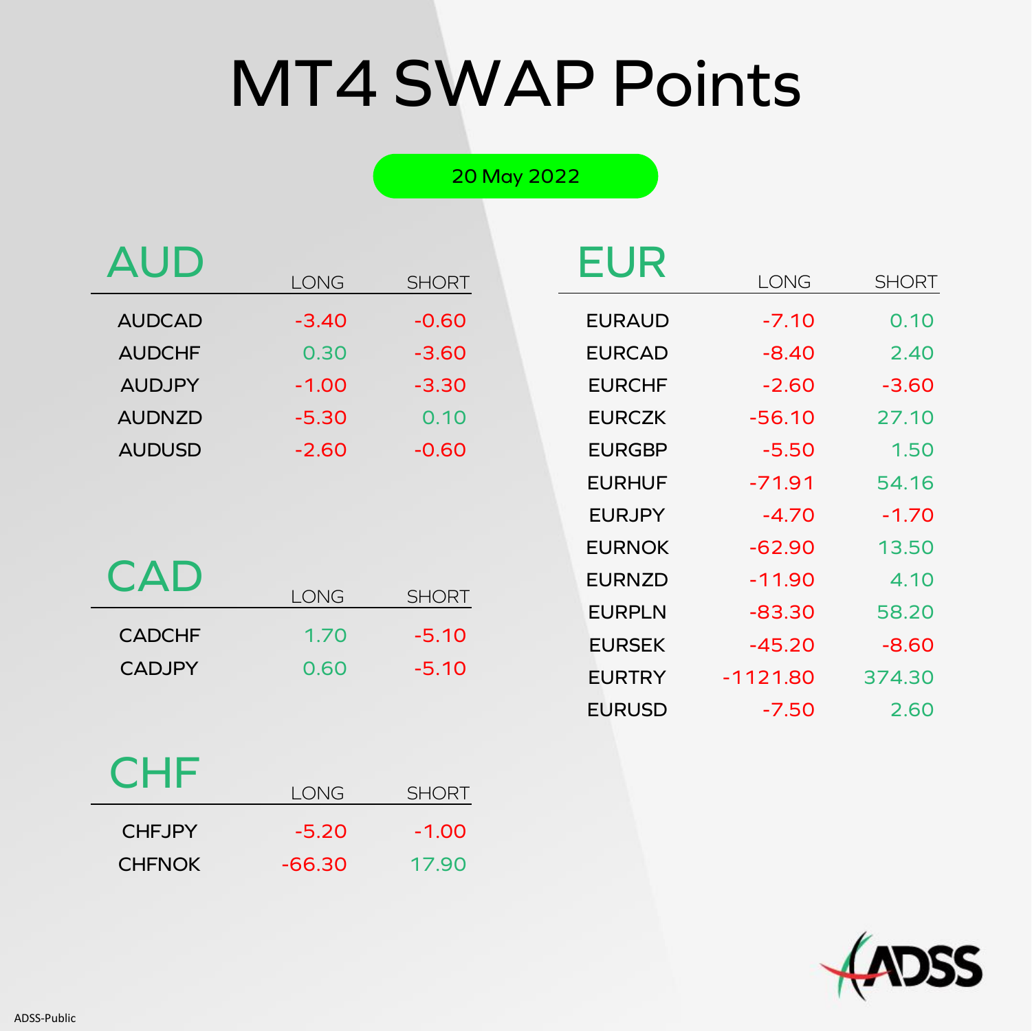# MT4 SWAP Points

20 May 2022

## AUD

| AUD | LONG | SHORT |
|---|---|---|
| AUDCAD | -3.40 | -0.60 |
| AUDCHF | 0.30 | -3.60 |
| AUDJPY | -1.00 | -3.30 |
| AUDNZD | -5.30 | 0.10 |
| AUDUSD | -2.60 | -0.60 |

## CAD

| CAD | LONG | SHORT |
|---|---|---|
| CADCHF | 1.70 | -5.10 |
| CADJPY | 0.60 | -5.10 |

## CHF

| CHF | LONG | SHORT |
|---|---|---|
| CHFJPY | -5.20 | -1.00 |
| CHFNOK | -66.30 | 17.90 |

## EUR

| EUR | LONG | SHORT |
|---|---|---|
| EURAUD | -7.10 | 0.10 |
| EURCAD | -8.40 | 2.40 |
| EURCHF | -2.60 | -3.60 |
| EURCZK | -56.10 | 27.10 |
| EURGBP | -5.50 | 1.50 |
| EURHUF | -71.91 | 54.16 |
| EURJPY | -4.70 | -1.70 |
| EURNOK | -62.90 | 13.50 |
| EURNZD | -11.90 | 4.10 |
| EURPLN | -83.30 | 58.20 |
| EURSEK | -45.20 | -8.60 |
| EURTRY | -1121.80 | 374.30 |
| EURUSD | -7.50 | 2.60 |

ADSS-Public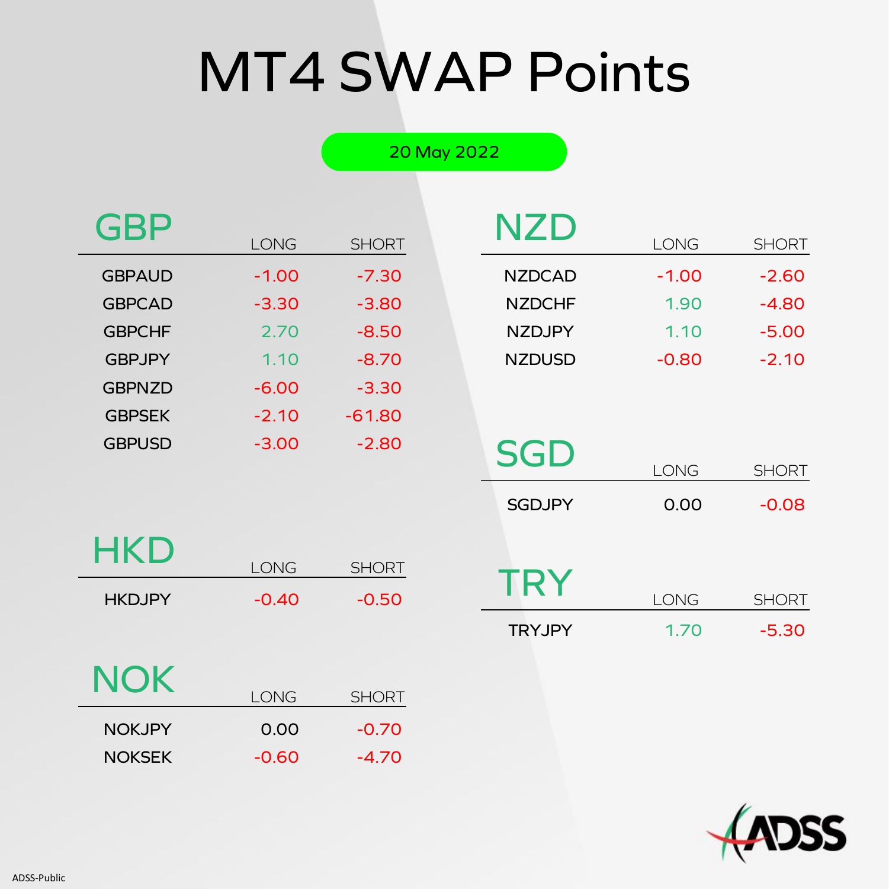# MT4 SWAP Points

20 May 2022

## GBP

| | LONG | SHORT |
|---|---|---|
| GBPAUD | -1.00 | -7.30 |
| GBPCAD | -3.30 | -3.80 |
| GBPCHF | 2.70 | -8.50 |
| GBPJPY | 1.10 | -8.70 |
| GBPNZD | -6.00 | -3.30 |
| GBPSEK | -2.10 | -61.80 |
| GBPUSD | -3.00 | -2.80 |

## HKD

| | LONG | SHORT |
|---|---|---|
| HKDJPY | -0.40 | -0.50 |

## NOK

| | LONG | SHORT |
|---|---|---|
| NOKJPY | 0.00 | -0.70 |
| NOKSEK | -0.60 | -4.70 |

## NZD

| | LONG | SHORT |
|---|---|---|
| NZDCAD | -1.00 | -2.60 |
| NZDCHF | 1.90 | -4.80 |
| NZDJPY | 1.10 | -5.00 |
| NZDUSD | -0.80 | -2.10 |

## SGD

| | LONG | SHORT |
|---|---|---|
| SGDJPY | 0.00 | -0.08 |

## TRY

| | LONG | SHORT |
|---|---|---|
| TRYJPY | 1.70 | -5.30 |

ADSS-Public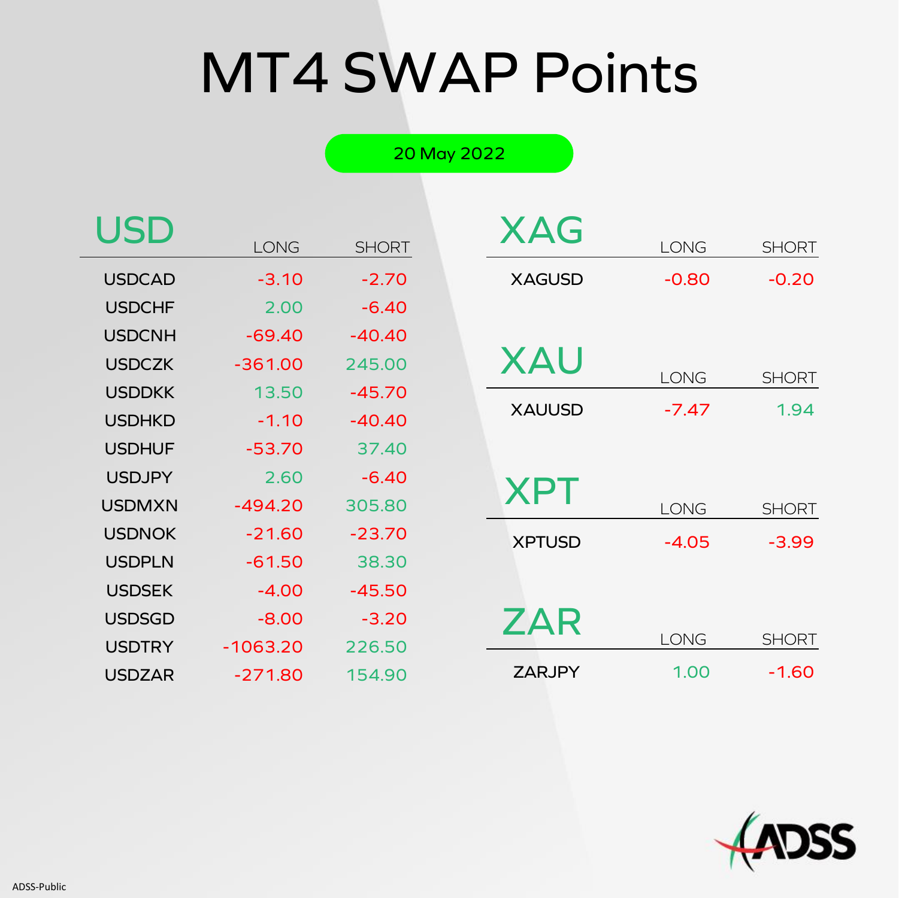# MT4 SWAP Points

20 May 2022

## USD

| | LONG | SHORT |
|---|---|---|
| USDCAD | -3.10 | -2.70 |
| USDCHF | 2.00 | -6.40 |
| USDCNH | -69.40 | -40.40 |
| USDCZK | -361.00 | 245.00 |
| USDDKK | 13.50 | -45.70 |
| USDHKD | -1.10 | -40.40 |
| USDHUF | -53.70 | 37.40 |
| USDJPY | 2.60 | -6.40 |
| USDMXN | -494.20 | 305.80 |
| USDNOK | -21.60 | -23.70 |
| USDPLN | -61.50 | 38.30 |
| USDSEK | -4.00 | -45.50 |
| USDSGD | -8.00 | -3.20 |
| USDTRY | -1063.20 | 226.50 |
| USDZAR | -271.80 | 154.90 |

## XAG

| | LONG | SHORT |
|---|---|---|
| XAGUSD | -0.80 | -0.20 |

## XAU

| | LONG | SHORT |
|---|---|---|
| XAUUSD | -7.47 | 1.94 |

## XPT

| | LONG | SHORT |
|---|---|---|
| XPTUSD | -4.05 | -3.99 |

## ZAR

| | LONG | SHORT |
|---|---|---|
| ZARJPY | 1.00 | -1.60 |

ADSS-Public